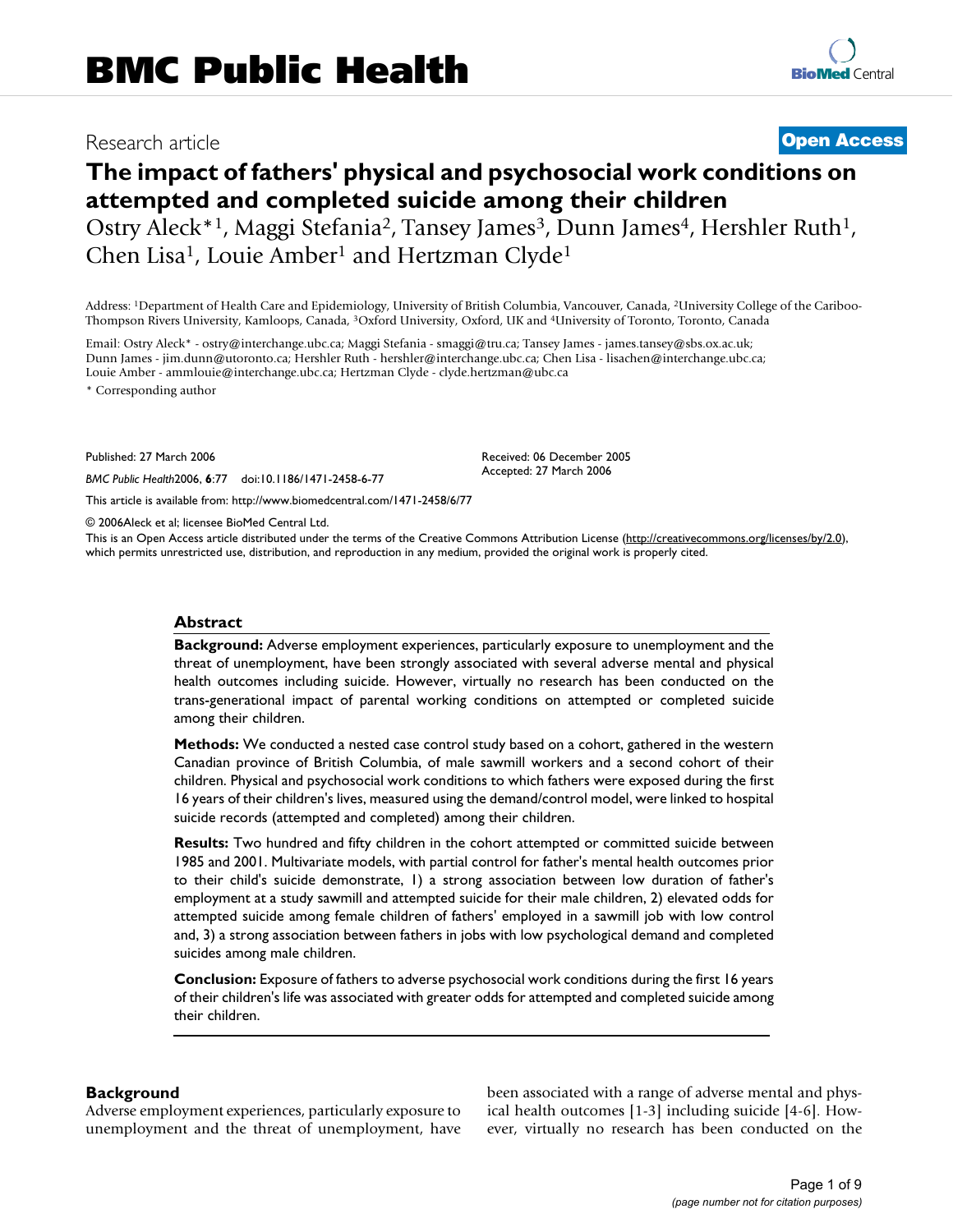BMC Public Health

Research article

**Open Access**

# The impact of fathers' physical and psychosocial work conditions on attempted and completed suicide among their children

Ostry Aleck*[1], Maggi Stefania[2], Tansey James[3], Dunn James[4], Hershler Ruth[1], Chen Lisa[1], Louie Amber[1] and Hertzman Clyde[1]

Address: [1]Department of Health Care and Epidemiology, University of British Columbia, Vancouver, Canada, [2]University College of the Cariboo-Thompson Rivers University, Kamloops, Canada, [3]Oxford University, Oxford, UK and [4]University of Toronto, Toronto, Canada

Email: Ostry Aleck* - ostry@interchange.ubc.ca; Maggi Stefania - smaggi@tru.ca; Tansey James - james.tansey@sbs.ox.ac.uk; Dunn James - jim.dunn@utoronto.ca; Hershler Ruth - hershler@interchange.ubc.ca; Chen Lisa - lisachen@interchange.ubc.ca; Louie Amber - ammlouie@interchange.ubc.ca; Hertzman Clyde - clyde.hertzman@ubc.ca

* Corresponding author

Published: 27 March 2006

*BMC Public Health*2006, **6**:77 doi:10.1186/1471-2458-6-77

Received: 06 December 2005
Accepted: 27 March 2006

This article is available from: http://www.biomedcentral.com/1471-2458/6/77

© 2006Aleck et al; licensee BioMed Central Ltd.

This is an Open Access article distributed under the terms of the Creative Commons Attribution License (http://creativecommons.org/licenses/by/2.0), which permits unrestricted use, distribution, and reproduction in any medium, provided the original work is properly cited.

## Abstract

**Background:** Adverse employment experiences, particularly exposure to unemployment and the threat of unemployment, have been strongly associated with several adverse mental and physical health outcomes including suicide. However, virtually no research has been conducted on the trans-generational impact of parental working conditions on attempted or completed suicide among their children.

**Methods:** We conducted a nested case control study based on a cohort, gathered in the western Canadian province of British Columbia, of male sawmill workers and a second cohort of their children. Physical and psychosocial work conditions to which fathers were exposed during the first 16 years of their children's lives, measured using the demand/control model, were linked to hospital suicide records (attempted and completed) among their children.

**Results:** Two hundred and fifty children in the cohort attempted or committed suicide between 1985 and 2001. Multivariate models, with partial control for father's mental health outcomes prior to their child's suicide demonstrate, 1) a strong association between low duration of father's employment at a study sawmill and attempted suicide for their male children, 2) elevated odds for attempted suicide among female children of fathers' employed in a sawmill job with low control and, 3) a strong association between fathers in jobs with low psychological demand and completed suicides among male children.

**Conclusion:** Exposure of fathers to adverse psychosocial work conditions during the first 16 years of their children's life was associated with greater odds for attempted and completed suicide among their children.

## Background

Adverse employment experiences, particularly exposure to unemployment and the threat of unemployment, have been associated with a range of adverse mental and physical health outcomes [1-3] including suicide [4-6]. However, virtually no research has been conducted on the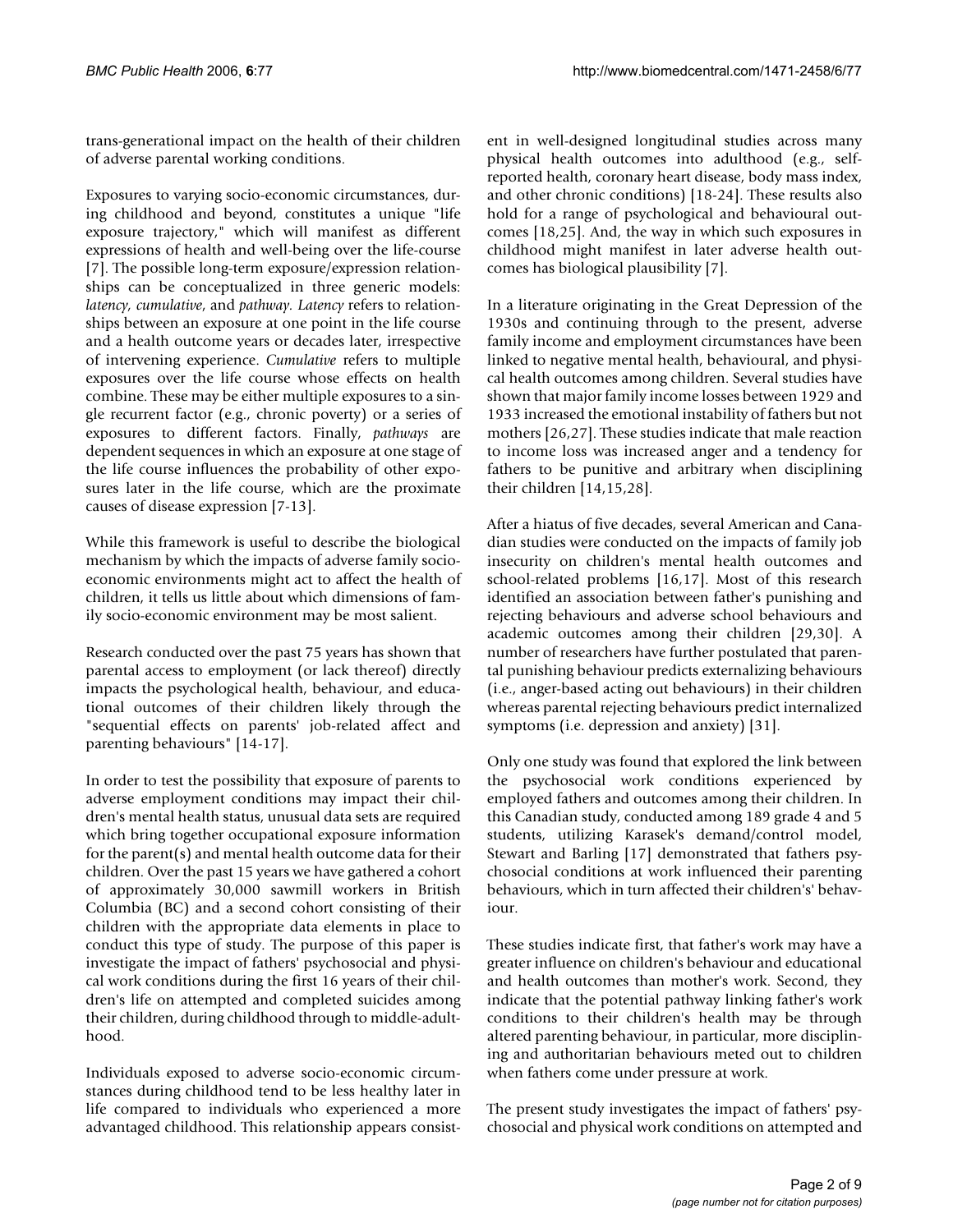trans-generational impact on the health of their children of adverse parental working conditions.

Exposures to varying socio-economic circumstances, during childhood and beyond, constitutes a unique "life exposure trajectory," which will manifest as different expressions of health and well-being over the life-course [7]. The possible long-term exposure/expression relationships can be conceptualized in three generic models: *latency, cumulative*, and *pathway. Latency* refers to relationships between an exposure at one point in the life course and a health outcome years or decades later, irrespective of intervening experience. *Cumulative* refers to multiple exposures over the life course whose effects on health combine. These may be either multiple exposures to a single recurrent factor (e.g., chronic poverty) or a series of exposures to different factors. Finally, *pathways* are dependent sequences in which an exposure at one stage of the life course influences the probability of other exposures later in the life course, which are the proximate causes of disease expression [7-13].

While this framework is useful to describe the biological mechanism by which the impacts of adverse family socio-economic environments might act to affect the health of children, it tells us little about which dimensions of family socio-economic environment may be most salient.

Research conducted over the past 75 years has shown that parental access to employment (or lack thereof) directly impacts the psychological health, behaviour, and educational outcomes of their children likely through the "sequential effects on parents' job-related affect and parenting behaviours" [14-17].

In order to test the possibility that exposure of parents to adverse employment conditions may impact their children's mental health status, unusual data sets are required which bring together occupational exposure information for the parent(s) and mental health outcome data for their children. Over the past 15 years we have gathered a cohort of approximately 30,000 sawmill workers in British Columbia (BC) and a second cohort consisting of their children with the appropriate data elements in place to conduct this type of study. The purpose of this paper is investigate the impact of fathers' psychosocial and physical work conditions during the first 16 years of their children's life on attempted and completed suicides among their children, during childhood through to middle-adulthood.

Individuals exposed to adverse socio-economic circumstances during childhood tend to be less healthy later in life compared to individuals who experienced a more advantaged childhood. This relationship appears consistent in well-designed longitudinal studies across many physical health outcomes into adulthood (e.g., self-reported health, coronary heart disease, body mass index, and other chronic conditions) [18-24]. These results also hold for a range of psychological and behavioural outcomes [18,25]. And, the way in which such exposures in childhood might manifest in later adverse health outcomes has biological plausibility [7].

In a literature originating in the Great Depression of the 1930s and continuing through to the present, adverse family income and employment circumstances have been linked to negative mental health, behavioural, and physical health outcomes among children. Several studies have shown that major family income losses between 1929 and 1933 increased the emotional instability of fathers but not mothers [26,27]. These studies indicate that male reaction to income loss was increased anger and a tendency for fathers to be punitive and arbitrary when disciplining their children [14,15,28].

After a hiatus of five decades, several American and Canadian studies were conducted on the impacts of family job insecurity on children's mental health outcomes and school-related problems [16,17]. Most of this research identified an association between father's punishing and rejecting behaviours and adverse school behaviours and academic outcomes among their children [29,30]. A number of researchers have further postulated that parental punishing behaviour predicts externalizing behaviours (i.e., anger-based acting out behaviours) in their children whereas parental rejecting behaviours predict internalized symptoms (i.e. depression and anxiety) [31].

Only one study was found that explored the link between the psychosocial work conditions experienced by employed fathers and outcomes among their children. In this Canadian study, conducted among 189 grade 4 and 5 students, utilizing Karasek's demand/control model, Stewart and Barling [17] demonstrated that fathers psychosocial conditions at work influenced their parenting behaviours, which in turn affected their children's' behaviour.

These studies indicate first, that father's work may have a greater influence on children's behaviour and educational and health outcomes than mother's work. Second, they indicate that the potential pathway linking father's work conditions to their children's health may be through altered parenting behaviour, in particular, more disciplining and authoritarian behaviours meted out to children when fathers come under pressure at work.

The present study investigates the impact of fathers' psychosocial and physical work conditions on attempted and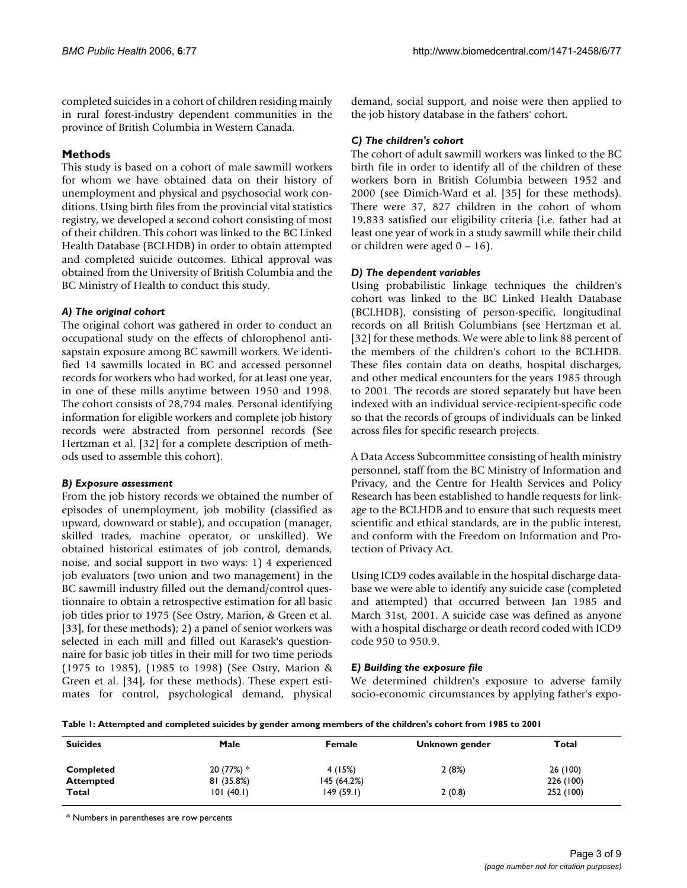completed suicides in a cohort of children residing mainly in rural forest-industry dependent communities in the province of British Columbia in Western Canada.

## Methods

This study is based on a cohort of male sawmill workers for whom we have obtained data on their history of unemployment and physical and psychosocial work conditions. Using birth files from the provincial vital statistics registry, we developed a second cohort consisting of most of their children. This cohort was linked to the BC Linked Health Database (BCLHDB) in order to obtain attempted and completed suicide outcomes. Ethical approval was obtained from the University of British Columbia and the BC Ministry of Health to conduct this study.

### *A) The original cohort*

The original cohort was gathered in order to conduct an occupational study on the effects of chlorophenol anti-sapstain exposure among BC sawmill workers. We identified 14 sawmills located in BC and accessed personnel records for workers who had worked, for at least one year, in one of these mills anytime between 1950 and 1998. The cohort consists of 28,794 males. Personal identifying information for eligible workers and complete job history records were abstracted from personnel records (See Hertzman et al. [32] for a complete description of methods used to assemble this cohort).

### *B) Exposure assessment*

From the job history records we obtained the number of episodes of unemployment, job mobility (classified as upward, downward or stable), and occupation (manager, skilled trades, machine operator, or unskilled). We obtained historical estimates of job control, demands, noise, and social support in two ways: 1) 4 experienced job evaluators (two union and two management) in the BC sawmill industry filled out the demand/control questionnaire to obtain a retrospective estimation for all basic job titles prior to 1975 (See Ostry, Marion, & Green et al. [33], for these methods); 2) a panel of senior workers was selected in each mill and filled out Karasek's questionnaire for basic job titles in their mill for two time periods (1975 to 1985), (1985 to 1998) (See Ostry, Marion & Green et al. [34], for these methods). These expert estimates for control, psychological demand, physical demand, social support, and noise were then applied to the job history database in the fathers' cohort.

### *C) The children's cohort*

The cohort of adult sawmill workers was linked to the BC birth file in order to identify all of the children of these workers born in British Columbia between 1952 and 2000 (see Dimich-Ward et al. [35] for these methods). There were 37, 827 children in the cohort of whom 19,833 satisfied our eligibility criteria (i.e. father had at least one year of work in a study sawmill while their child or children were aged 0 – 16).

### *D) The dependent variables*

Using probabilistic linkage techniques the children's cohort was linked to the BC Linked Health Database (BCLHDB), consisting of person-specific, longitudinal records on all British Columbians (see Hertzman et al. [32] for these methods. We were able to link 88 percent of the members of the children's cohort to the BCLHDB. These files contain data on deaths, hospital discharges, and other medical encounters for the years 1985 through to 2001. The records are stored separately but have been indexed with an individual service-recipient-specific code so that the records of groups of individuals can be linked across files for specific research projects.

A Data Access Subcommittee consisting of health ministry personnel, staff from the BC Ministry of Information and Privacy, and the Centre for Health Services and Policy Research has been established to handle requests for linkage to the BCLHDB and to ensure that such requests meet scientific and ethical standards, are in the public interest, and conform with the Freedom on Information and Protection of Privacy Act.

Using ICD9 codes available in the hospital discharge database we were able to identify any suicide case (completed and attempted) that occurred between Jan 1985 and March 31st, 2001. A suicide case was defined as anyone with a hospital discharge or death record coded with ICD9 code 950 to 950.9.

### *E) Building the exposure file*

We determined children's exposure to adverse family socio-economic circumstances by applying father's expo-

**Table 1: Attempted and completed suicides by gender among members of the children's cohort from 1985 to 2001**

| Suicides | Male | Female | Unknown gender | Total |
|---|---|---|---|---|
| **Completed** | 20 (77%) * | 4 (15%) | 2 (8%) | 26 (100) |
| **Attempted** | 81 (35.8%) | 145 (64.2%) | | 226 (100) |
| **Total** | 101 (40.1) | 149 (59.1) | 2 (0.8) | 252 (100) |

* Numbers in parentheses are row percents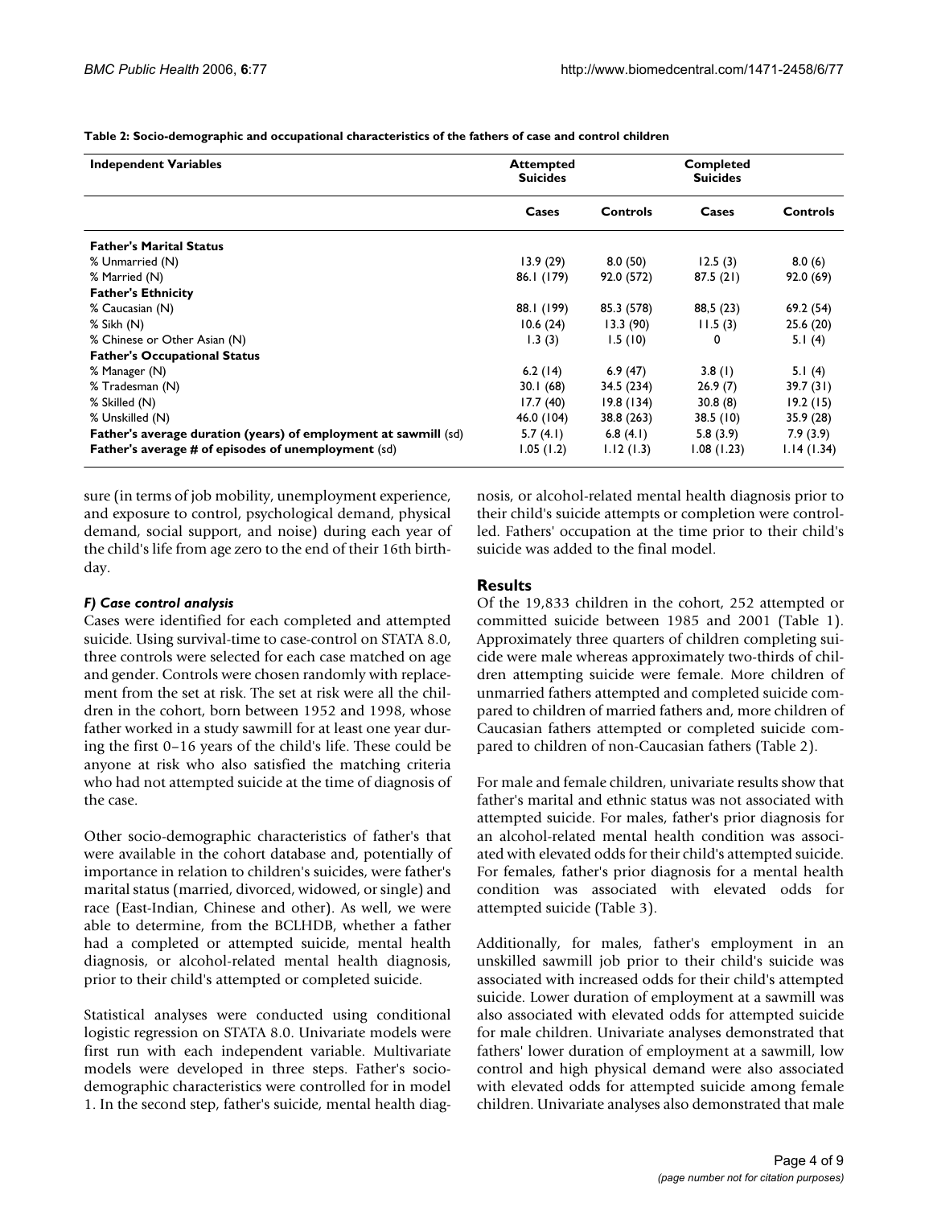**Table 2: Socio-demographic and occupational characteristics of the fathers of case and control children**

| Independent Variables | Attempted Suicides | | Completed Suicides | |
|---|---|---|---|---|
| | Cases | Controls | Cases | Controls |
| **Father's Marital Status** | | | | |
| % Unmarried (N) | 13.9 (29) | 8.0 (50) | 12.5 (3) | 8.0 (6) |
| % Married (N) | 86.1 (179) | 92.0 (572) | 87.5 (21) | 92.0 (69) |
| **Father's Ethnicity** | | | | |
| % Caucasian (N) | 88.1 (199) | 85.3 (578) | 88,5 (23) | 69.2 (54) |
| % Sikh (N) | 10.6 (24) | 13.3 (90) | 11.5 (3) | 25.6 (20) |
| % Chinese or Other Asian (N) | 1.3 (3) | 1.5 (10) | 0 | 5.1 (4) |
| **Father's Occupational Status** | | | | |
| % Manager (N) | 6.2 (14) | 6.9 (47) | 3.8 (1) | 5.1 (4) |
| % Tradesman (N) | 30.1 (68) | 34.5 (234) | 26.9 (7) | 39.7 (31) |
| % Skilled (N) | 17.7 (40) | 19.8 (134) | 30.8 (8) | 19.2 (15) |
| % Unskilled (N) | 46.0 (104) | 38.8 (263) | 38.5 (10) | 35.9 (28) |
| **Father's average duration (years) of employment at sawmill** (sd) | 5.7 (4.1) | 6.8 (4.1) | 5.8 (3.9) | 7.9 (3.9) |
| **Father's average # of episodes of unemployment** (sd) | 1.05 (1.2) | 1.12 (1.3) | 1.08 (1.23) | 1.14 (1.34) |

sure (in terms of job mobility, unemployment experience, and exposure to control, psychological demand, physical demand, social support, and noise) during each year of the child's life from age zero to the end of their 16th birthday.

#### *F) Case control analysis*

Cases were identified for each completed and attempted suicide. Using survival-time to case-control on STATA 8.0, three controls were selected for each case matched on age and gender. Controls were chosen randomly with replacement from the set at risk. The set at risk were all the children in the cohort, born between 1952 and 1998, whose father worked in a study sawmill for at least one year during the first 0–16 years of the child's life. These could be anyone at risk who also satisfied the matching criteria who had not attempted suicide at the time of diagnosis of the case.

Other socio-demographic characteristics of father's that were available in the cohort database and, potentially of importance in relation to children's suicides, were father's marital status (married, divorced, widowed, or single) and race (East-Indian, Chinese and other). As well, we were able to determine, from the BCLHDB, whether a father had a completed or attempted suicide, mental health diagnosis, or alcohol-related mental health diagnosis, prior to their child's attempted or completed suicide.

Statistical analyses were conducted using conditional logistic regression on STATA 8.0. Univariate models were first run with each independent variable. Multivariate models were developed in three steps. Father's socio-demographic characteristics were controlled for in model 1. In the second step, father's suicide, mental health diagnosis, or alcohol-related mental health diagnosis prior to their child's suicide attempts or completion were controlled. Fathers' occupation at the time prior to their child's suicide was added to the final model.

## Results

Of the 19,833 children in the cohort, 252 attempted or committed suicide between 1985 and 2001 (Table 1). Approximately three quarters of children completing suicide were male whereas approximately two-thirds of children attempting suicide were female. More children of unmarried fathers attempted and completed suicide compared to children of married fathers and, more children of Caucasian fathers attempted or completed suicide compared to children of non-Caucasian fathers (Table 2).

For male and female children, univariate results show that father's marital and ethnic status was not associated with attempted suicide. For males, father's prior diagnosis for an alcohol-related mental health condition was associated with elevated odds for their child's attempted suicide. For females, father's prior diagnosis for a mental health condition was associated with elevated odds for attempted suicide (Table 3).

Additionally, for males, father's employment in an unskilled sawmill job prior to their child's suicide was associated with increased odds for their child's attempted suicide. Lower duration of employment at a sawmill was also associated with elevated odds for attempted suicide for male children. Univariate analyses demonstrated that fathers' lower duration of employment at a sawmill, low control and high physical demand were also associated with elevated odds for attempted suicide among female children. Univariate analyses also demonstrated that male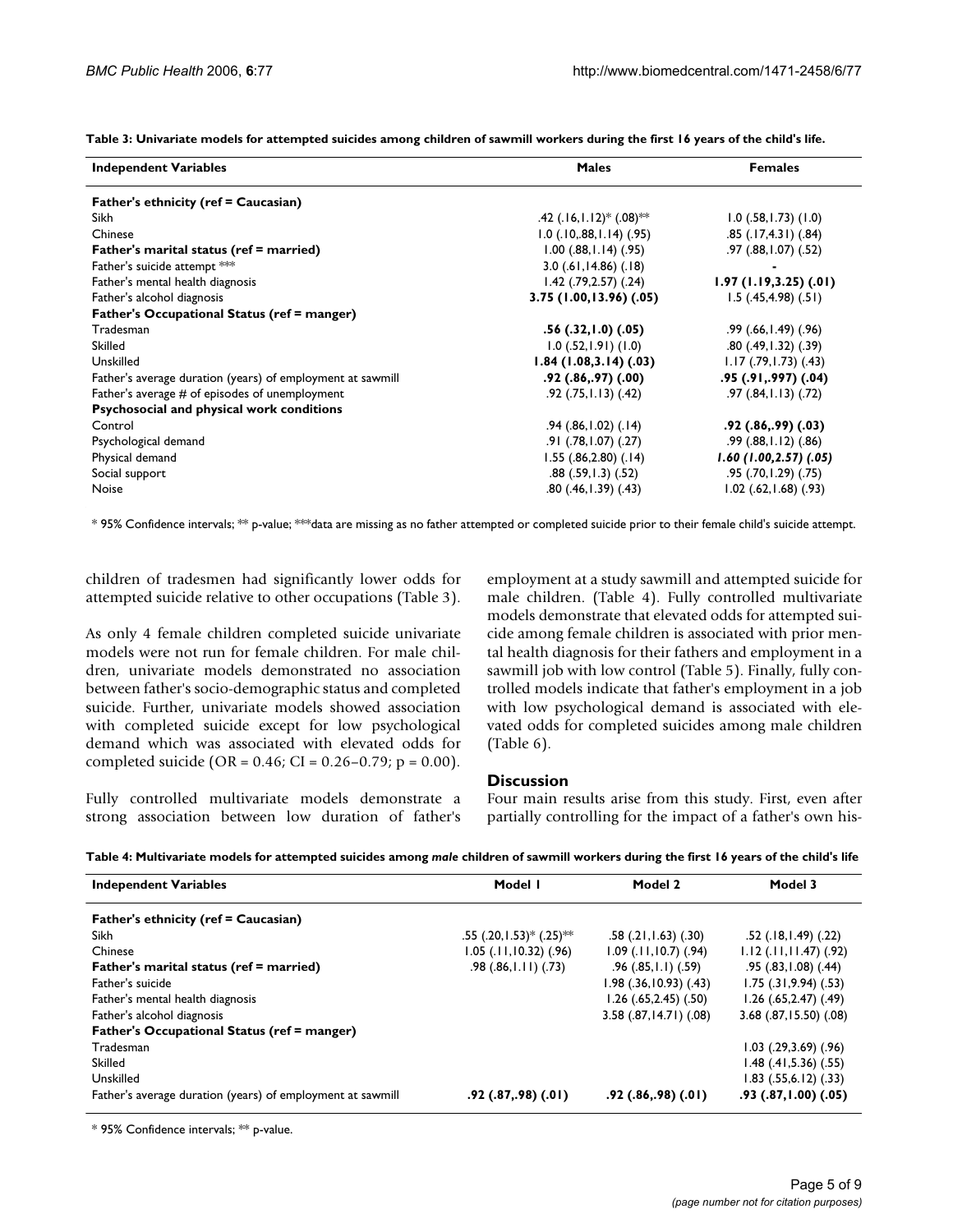**Table 3: Univariate models for attempted suicides among children of sawmill workers during the first 16 years of the child's life.**

| Independent Variables | Males | Females |
| --- | --- | --- |
| **Father's ethnicity (ref = Caucasian)** | | |
| Sikh | .42 (.16,1.12)* (.08)** | 1.0 (.58,1.73) (1.0) |
| Chinese | 1.0 (.10,.88,1.14) (.95) | .85 (.17,4.31) (.84) |
| **Father's marital status (ref = married)** | 1.00 (.88,1.14) (.95) | .97 (.88,1.07) (.52) |
| Father's suicide attempt *** | 3.0 (.61,14.86) (.18) | - |
| Father's mental health diagnosis | 1.42 (.79,2.57) (.24) | **1.97 (1.19,3.25) (.01)** |
| Father's alcohol diagnosis | **3.75 (1.00,13.96) (.05)** | 1.5 (.45,4.98) (.51) |
| **Father's Occupational Status (ref = manger)** | | |
| Tradesman | **.56 (.32,1.0) (.05)** | .99 (.66,1.49) (.96) |
| Skilled | 1.0 (.52,1.91) (1.0) | .80 (.49,1.32) (.39) |
| Unskilled | **1.84 (1.08,3.14) (.03)** | 1.17 (.79,1.73) (.43) |
| Father's average duration (years) of employment at sawmill | **.92 (.86,.97) (.00)** | **.95 (.91,.997) (.04)** |
| Father's average # of episodes of unemployment | .92 (.75,1.13) (.42) | .97 (.84,1.13) (.72) |
| **Psychosocial and physical work conditions** | | |
| Control | .94 (.86,1.02) (.14) | **.92 (.86,.99) (.03)** |
| Psychological demand | .91 (.78,1.07) (.27) | .99 (.88,1.12) (.86) |
| Physical demand | 1.55 (.86,2.80) (.14) | ***1.60 (1.00,2.57) (.05)*** |
| Social support | .88 (.59,1.3) (.52) | .95 (.70,1.29) (.75) |
| Noise | .80 (.46,1.39) (.43) | 1.02 (.62,1.68) (.93) |

* 95% Confidence intervals; ** p-value; ***data are missing as no father attempted or completed suicide prior to their female child's suicide attempt.

children of tradesmen had significantly lower odds for attempted suicide relative to other occupations (Table 3).

As only 4 female children completed suicide univariate models were not run for female children. For male children, univariate models demonstrated no association between father's socio-demographic status and completed suicide. Further, univariate models showed association with completed suicide except for low psychological demand which was associated with elevated odds for completed suicide (OR = 0.46; CI = 0.26–0.79; p = 0.00).

Fully controlled multivariate models demonstrate a strong association between low duration of father's employment at a study sawmill and attempted suicide for male children. (Table 4). Fully controlled multivariate models demonstrate that elevated odds for attempted suicide among female children is associated with prior mental health diagnosis for their fathers and employment in a sawmill job with low control (Table 5). Finally, fully controlled models indicate that father's employment in a job with low psychological demand is associated with elevated odds for completed suicides among male children (Table 6).

## Discussion

Four main results arise from this study. First, even after partially controlling for the impact of a father's own his-

**Table 4: Multivariate models for attempted suicides among *male* children of sawmill workers during the first 16 years of the child's life**

| Independent Variables | Model 1 | Model 2 | Model 3 |
| --- | --- | --- | --- |
| **Father's ethnicity (ref = Caucasian)** | | | |
| Sikh | .55 (.20,1.53)* (.25)** | .58 (.21,1.63) (.30) | .52 (.18,1.49) (.22) |
| Chinese | 1.05 (.11,10.32) (.96) | 1.09 (.11,10.7) (.94) | 1.12 (.11,11.47) (.92) |
| **Father's marital status (ref = married)** | .98 (.86,1.11) (.73) | .96 (.85,1.1) (.59) | .95 (.83,1.08) (.44) |
| Father's suicide | | 1.98 (.36,10.93) (.43) | 1.75 (.31,9.94) (.53) |
| Father's mental health diagnosis | | 1.26 (.65,2.45) (.50) | 1.26 (.65,2.47) (.49) |
| Father's alcohol diagnosis | | 3.58 (.87,14.71) (.08) | 3.68 (.87,15.50) (.08) |
| **Father's Occupational Status (ref = manger)** | | | |
| Tradesman | | | 1.03 (.29,3.69) (.96) |
| Skilled | | | 1.48 (.41,5.36) (.55) |
| Unskilled | | | 1.83 (.55,6.12) (.33) |
| Father's average duration (years) of employment at sawmill | **.92 (.87,.98) (.01)** | **.92 (.86,.98) (.01)** | **.93 (.87,1.00) (.05)** |

* 95% Confidence intervals; ** p-value.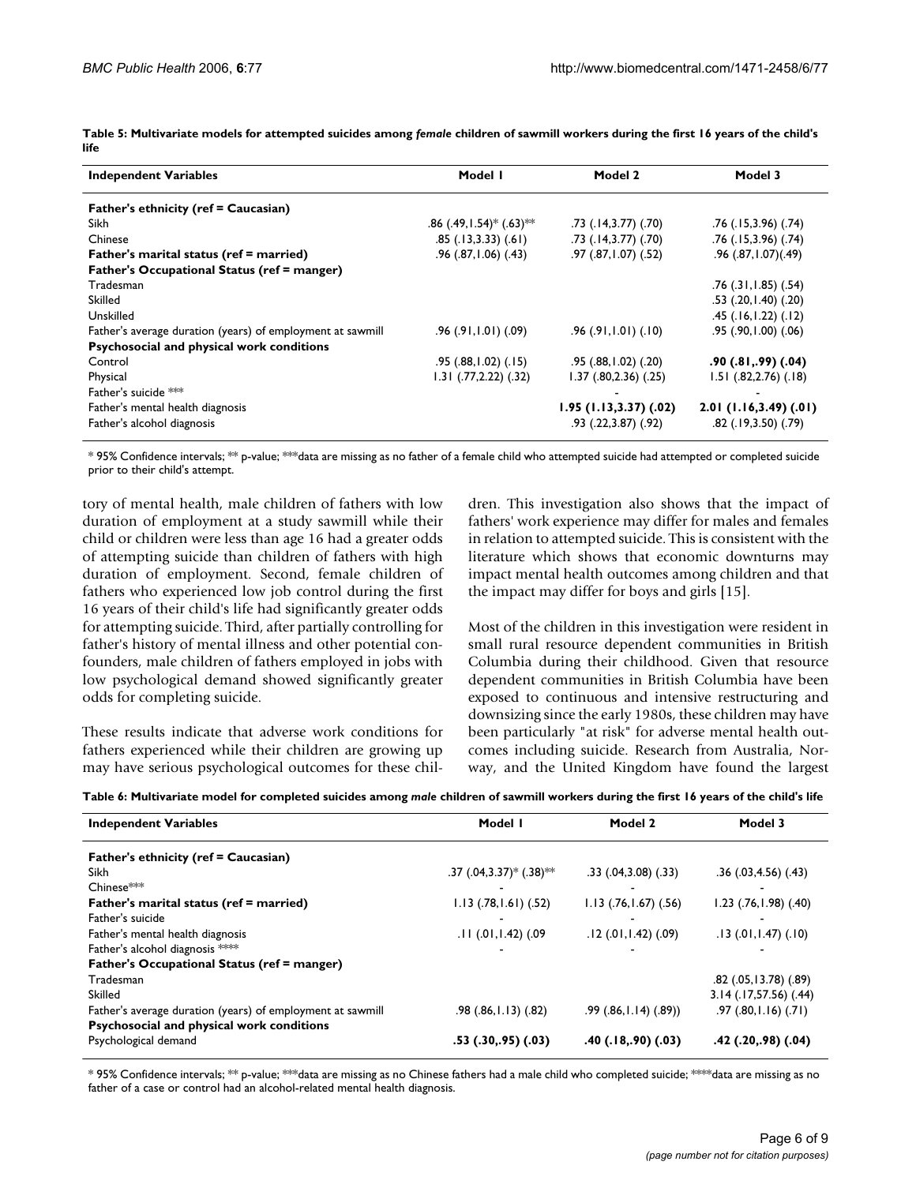**Table 5: Multivariate models for attempted suicides among *female* children of sawmill workers during the first 16 years of the child's life**

| Independent Variables | Model 1 | Model 2 | Model 3 |
| --- | --- | --- | --- |
| **Father's ethnicity (ref = Caucasian)** | | | |
| Sikh | .86 (.49,1.54)* (.63)** | .73 (.14,3.77) (.70) | .76 (.15,3.96) (.74) |
| Chinese | .85 (.13,3.33) (.61) | .73 (.14,3.77) (.70) | .76 (.15,3.96) (.74) |
| **Father's marital status (ref = married)** | .96 (.87,1.06) (.43) | .97 (.87,1.07) (.52) | .96 (.87,1.07)(.49) |
| **Father's Occupational Status (ref = manger)** | | | |
| Tradesman | | | .76 (.31,1.85) (.54) |
| Skilled | | | .53 (.20,1.40) (.20) |
| Unskilled | | | .45 (.16,1.22) (.12) |
| Father's average duration (years) of employment at sawmill | .96 (.91,1.01) (.09) | .96 (.91,1.01) (.10) | .95 (.90,1.00) (.06) |
| **Psychosocial and physical work conditions** | | | |
| Control | .95 (.88,1.02) (.15) | .95 (.88,1.02) (.20) | **.90 (.81,.99) (.04)** |
| Physical | 1.31 (.77,2.22) (.32) | 1.37 (.80,2.36) (.25) | 1.51 (.82,2.76) (.18) |
| Father's suicide *** | | - | - |
| Father's mental health diagnosis | | **1.95 (1.13,3.37) (.02)** | **2.01 (1.16,3.49) (.01)** |
| Father's alcohol diagnosis | | .93 (.22,3.87) (.92) | .82 (.19,3.50) (.79) |

* 95% Confidence intervals; ** p-value; ***data are missing as no father of a female child who attempted suicide had attempted or completed suicide prior to their child's attempt.

tory of mental health, male children of fathers with low duration of employment at a study sawmill while their child or children were less than age 16 had a greater odds of attempting suicide than children of fathers with high duration of employment. Second, female children of fathers who experienced low job control during the first 16 years of their child's life had significantly greater odds for attempting suicide. Third, after partially controlling for father's history of mental illness and other potential confounders, male children of fathers employed in jobs with low psychological demand showed significantly greater odds for completing suicide.

These results indicate that adverse work conditions for fathers experienced while their children are growing up may have serious psychological outcomes for these children. This investigation also shows that the impact of fathers' work experience may differ for males and females in relation to attempted suicide. This is consistent with the literature which shows that economic downturns may impact mental health outcomes among children and that the impact may differ for boys and girls [15].

Most of the children in this investigation were resident in small rural resource dependent communities in British Columbia during their childhood. Given that resource dependent communities in British Columbia have been exposed to continuous and intensive restructuring and downsizing since the early 1980s, these children may have been particularly "at risk" for adverse mental health outcomes including suicide. Research from Australia, Norway, and the United Kingdom have found the largest

**Table 6: Multivariate model for completed suicides among *male* children of sawmill workers during the first 16 years of the child's life**

| Independent Variables | Model 1 | Model 2 | Model 3 |
| --- | --- | --- | --- |
| **Father's ethnicity (ref = Caucasian)** | | | |
| Sikh | .37 (.04,3.37)* (.38)** | .33 (.04,3.08) (.33) | .36 (.03,4.56) (.43) |
| Chinese*** | - | - | - |
| **Father's marital status (ref = married)** | 1.13 (.78,1.61) (.52) | 1.13 (.76,1.67) (.56) | 1.23 (.76,1.98) (.40) |
| Father's suicide | - | - | - |
| Father's mental health diagnosis | .11 (.01,1.42) (.09 | .12 (.01,1.42) (.09) | .13 (.01,1.47) (.10) |
| Father's alcohol diagnosis **** | - | - | - |
| **Father's Occupational Status (ref = manger)** | | | |
| Tradesman | | | .82 (.05,13.78) (.89) |
| Skilled | | | 3.14 (.17,57.56) (.44) |
| Father's average duration (years) of employment at sawmill | .98 (.86,1.13) (.82) | .99 (.86,1.14) (.89)) | .97 (.80,1.16) (.71) |
| **Psychosocial and physical work conditions** | | | |
| Psychological demand | **.53 (.30,.95) (.03)** | **.40 (.18,.90) (.03)** | **.42 (.20,.98) (.04)** |

* 95% Confidence intervals; ** p-value; ***data are missing as no Chinese fathers had a male child who completed suicide; ****data are missing as no father of a case or control had an alcohol-related mental health diagnosis.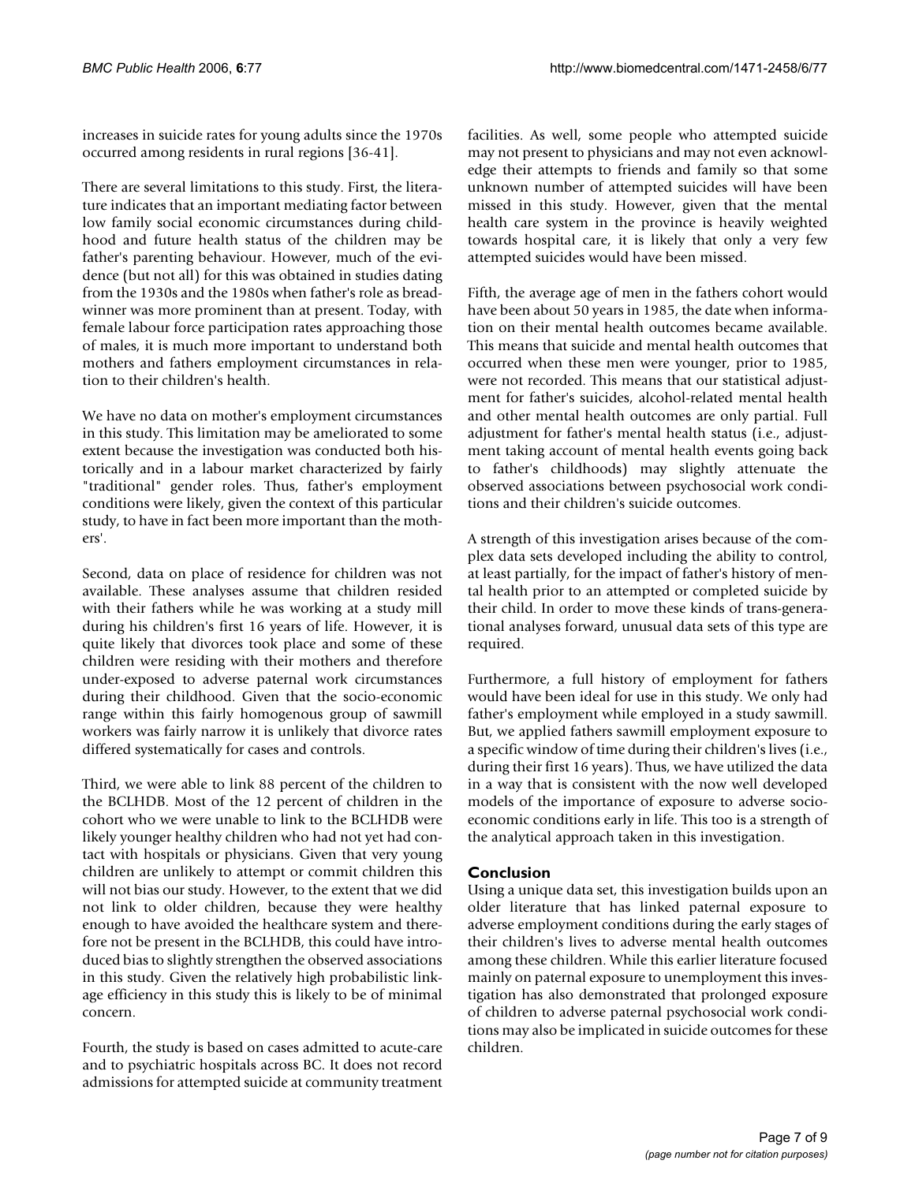increases in suicide rates for young adults since the 1970s occurred among residents in rural regions [36-41].

There are several limitations to this study. First, the literature indicates that an important mediating factor between low family social economic circumstances during childhood and future health status of the children may be father's parenting behaviour. However, much of the evidence (but not all) for this was obtained in studies dating from the 1930s and the 1980s when father's role as breadwinner was more prominent than at present. Today, with female labour force participation rates approaching those of males, it is much more important to understand both mothers and fathers employment circumstances in relation to their children's health.

We have no data on mother's employment circumstances in this study. This limitation may be ameliorated to some extent because the investigation was conducted both historically and in a labour market characterized by fairly "traditional" gender roles. Thus, father's employment conditions were likely, given the context of this particular study, to have in fact been more important than the mothers'.

Second, data on place of residence for children was not available. These analyses assume that children resided with their fathers while he was working at a study mill during his children's first 16 years of life. However, it is quite likely that divorces took place and some of these children were residing with their mothers and therefore under-exposed to adverse paternal work circumstances during their childhood. Given that the socio-economic range within this fairly homogenous group of sawmill workers was fairly narrow it is unlikely that divorce rates differed systematically for cases and controls.

Third, we were able to link 88 percent of the children to the BCLHDB. Most of the 12 percent of children in the cohort who we were unable to link to the BCLHDB were likely younger healthy children who had not yet had contact with hospitals or physicians. Given that very young children are unlikely to attempt or commit children this will not bias our study. However, to the extent that we did not link to older children, because they were healthy enough to have avoided the healthcare system and therefore not be present in the BCLHDB, this could have introduced bias to slightly strengthen the observed associations in this study. Given the relatively high probabilistic linkage efficiency in this study this is likely to be of minimal concern.

Fourth, the study is based on cases admitted to acute-care and to psychiatric hospitals across BC. It does not record admissions for attempted suicide at community treatment facilities. As well, some people who attempted suicide may not present to physicians and may not even acknowledge their attempts to friends and family so that some unknown number of attempted suicides will have been missed in this study. However, given that the mental health care system in the province is heavily weighted towards hospital care, it is likely that only a very few attempted suicides would have been missed.

Fifth, the average age of men in the fathers cohort would have been about 50 years in 1985, the date when information on their mental health outcomes became available. This means that suicide and mental health outcomes that occurred when these men were younger, prior to 1985, were not recorded. This means that our statistical adjustment for father's suicides, alcohol-related mental health and other mental health outcomes are only partial. Full adjustment for father's mental health status (i.e., adjustment taking account of mental health events going back to father's childhoods) may slightly attenuate the observed associations between psychosocial work conditions and their children's suicide outcomes.

A strength of this investigation arises because of the complex data sets developed including the ability to control, at least partially, for the impact of father's history of mental health prior to an attempted or completed suicide by their child. In order to move these kinds of trans-generational analyses forward, unusual data sets of this type are required.

Furthermore, a full history of employment for fathers would have been ideal for use in this study. We only had father's employment while employed in a study sawmill. But, we applied fathers sawmill employment exposure to a specific window of time during their children's lives (i.e., during their first 16 years). Thus, we have utilized the data in a way that is consistent with the now well developed models of the importance of exposure to adverse socio-economic conditions early in life. This too is a strength of the analytical approach taken in this investigation.

## Conclusion

Using a unique data set, this investigation builds upon an older literature that has linked paternal exposure to adverse employment conditions during the early stages of their children's lives to adverse mental health outcomes among these children. While this earlier literature focused mainly on paternal exposure to unemployment this investigation has also demonstrated that prolonged exposure of children to adverse paternal psychosocial work conditions may also be implicated in suicide outcomes for these children.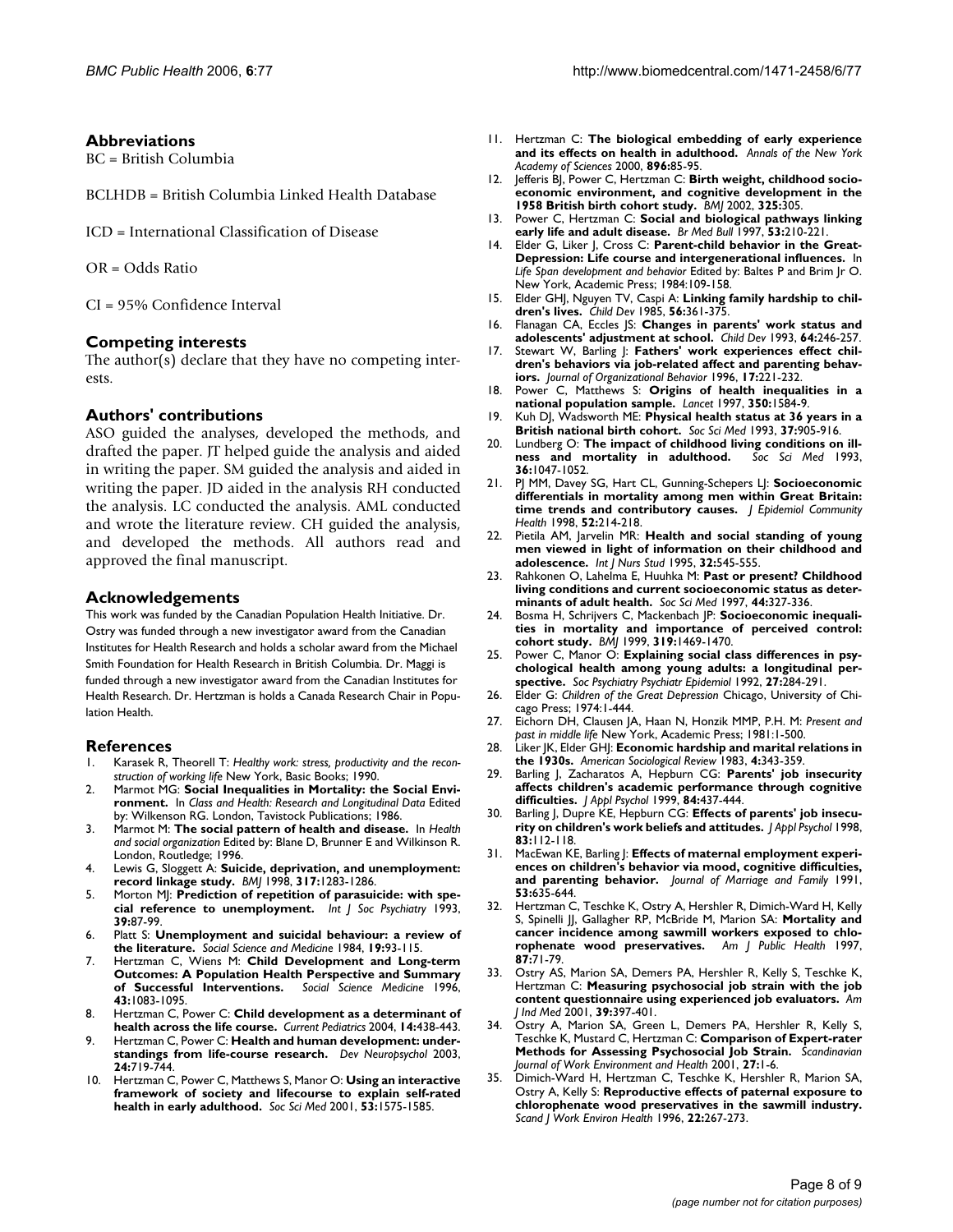## Abbreviations

BC = British Columbia

BCLHDB = British Columbia Linked Health Database

ICD = International Classification of Disease

OR = Odds Ratio

CI = 95% Confidence Interval

## Competing interests

The author(s) declare that they have no competing interests.

## Authors' contributions

ASO guided the analyses, developed the methods, and drafted the paper. JT helped guide the analysis and aided in writing the paper. SM guided the analysis and aided in writing the paper. JD aided in the analysis RH conducted the analysis. LC conducted the analysis. AML conducted and wrote the literature review. CH guided the analysis, and developed the methods. All authors read and approved the final manuscript.

## Acknowledgements

This work was funded by the Canadian Population Health Initiative. Dr. Ostry was funded through a new investigator award from the Canadian Institutes for Health Research and holds a scholar award from the Michael Smith Foundation for Health Research in British Columbia. Dr. Maggi is funded through a new investigator award from the Canadian Institutes for Health Research. Dr. Hertzman is holds a Canada Research Chair in Population Health.

## References

1. Karasek R, Theorell T: *Healthy work: stress, productivity and the reconstruction of working life* New York, Basic Books; 1990.
2. Marmot MG: **Social Inequalities in Mortality: the Social Environment.** In *Class and Health: Research and Longitudinal Data* Edited by: Wilkenson RG. London, Tavistock Publications; 1986.
3. Marmot M: **The social pattern of health and disease.** In *Health and social organization* Edited by: Blane D, Brunner E and Wilkinson R. London, Routledge; 1996.
4. Lewis G, Sloggett A: **Suicide, deprivation, and unemployment: record linkage study.** *BMJ* 1998, **317:**1283-1286.
5. Morton MJ: **Prediction of repetition of parasuicide: with special reference to unemployment.** *Int J Soc Psychiatry* 1993, **39:**87-99.
6. Platt S: **Unemployment and suicidal behaviour: a review of the literature.** *Social Science and Medicine* 1984, **19:**93-115.
7. Hertzman C, Wiens M: **Child Development and Long-term Outcomes: A Population Health Perspective and Summary of Successful Interventions.** *Social Science Medicine* 1996, **43:**1083-1095.
8. Hertzman C, Power C: **Child development as a determinant of health across the life course.** *Current Pediatrics* 2004, **14:**438-443.
9. Hertzman C, Power C: **Health and human development: understandings from life-course research.** *Dev Neuropsychol* 2003, **24:**719-744.
10. Hertzman C, Power C, Matthews S, Manor O: **Using an interactive framework of society and lifecourse to explain self-rated health in early adulthood.** *Soc Sci Med* 2001, **53:**1575-1585.
11. Hertzman C: **The biological embedding of early experience and its effects on health in adulthood.** *Annals of the New York Academy of Sciences* 2000, **896:**85-95.
12. Jefferis BJ, Power C, Hertzman C: **Birth weight, childhood socioeconomic environment, and cognitive development in the 1958 British birth cohort study.** *BMJ* 2002, **325:**305.
13. Power C, Hertzman C: **Social and biological pathways linking early life and adult disease.** *Br Med Bull* 1997, **53:**210-221.
14. Elder G, Liker J, Cross C: **Parent-child behavior in the Great-Depression: Life course and intergenerational influences.** In *Life Span development and behavior* Edited by: Baltes P and Brim Jr O. New York, Academic Press; 1984:109-158.
15. Elder GHJ, Nguyen TV, Caspi A: **Linking family hardship to children's lives.** *Child Dev* 1985, **56:**361-375.
16. Flanagan CA, Eccles JS: **Changes in parents' work status and adolescents' adjustment at school.** *Child Dev* 1993, **64:**246-257.
17. Stewart W, Barling J: **Fathers' work experiences effect children's behaviors via job-related affect and parenting behaviors.** *Journal of Organizational Behavior* 1996, **17:**221-232.
18. Power C, Matthews S: **Origins of health inequalities in a national population sample.** *Lancet* 1997, **350:**1584-9.
19. Kuh DJ, Wadsworth ME: **Physical health status at 36 years in a British national birth cohort.** *Soc Sci Med* 1993, **37:**905-916.
20. Lundberg O: **The impact of childhood living conditions on illness and mortality in adulthood.** *Soc Sci Med* 1993, **36:**1047-1052.
21. PJ MM, Davey SG, Hart CL, Gunning-Schepers LJ: **Socioeconomic differentials in mortality among men within Great Britain: time trends and contributory causes.** *J Epidemiol Community Health* 1998, **52:**214-218.
22. Pietila AM, Jarvelin MR: **Health and social standing of young men viewed in light of information on their childhood and adolescence.** *Int J Nurs Stud* 1995, **32:**545-555.
23. Rahkonen O, Lahelma E, Huuhka M: **Past or present? Childhood living conditions and current socioeconomic status as determinants of adult health.** *Soc Sci Med* 1997, **44:**327-336.
24. Bosma H, Schrijvers C, Mackenbach JP: **Socioeconomic inequalities in mortality and importance of perceived control: cohort study.** *BMJ* 1999, **319:**1469-1470.
25. Power C, Manor O: **Explaining social class differences in psychological health among young adults: a longitudinal perspective.** *Soc Psychiatry Psychiatr Epidemiol* 1992, **27:**284-291.
26. Elder G: *Children of the Great Depression* Chicago, University of Chicago Press; 1974:1-444.
27. Eichorn DH, Clausen JA, Haan N, Honzik MMP, P.H. M: *Present and past in middle life* New York, Academic Press; 1981:1-500.
28. Liker JK, Elder GHJ: **Economic hardship and marital relations in the 1930s.** *American Sociological Review* 1983, **4:**343-359.
29. Barling J, Zacharatos A, Hepburn CG: **Parents' job insecurity affects children's academic performance through cognitive difficulties.** *J Appl Psychol* 1999, **84:**437-444.
30. Barling J, Dupre KE, Hepburn CG: **Effects of parents' job insecurity on children's work beliefs and attitudes.** *J Appl Psychol* 1998, **83:**112-118.
31. MacEwan KE, Barling J: **Effects of maternal employment experiences on children's behavior via mood, cognitive difficulties, and parenting behavior.** *Journal of Marriage and Family* 1991, **53:**635-644.
32. Hertzman C, Teschke K, Ostry A, Hershler R, Dimich-Ward H, Kelly S, Spinelli JJ, Gallagher RP, McBride M, Marion SA: **Mortality and cancer incidence among sawmill workers exposed to chlorophenate wood preservatives.** *Am J Public Health* 1997, **87:**71-79.
33. Ostry AS, Marion SA, Demers PA, Hershler R, Kelly S, Teschke K, Hertzman C: **Measuring psychosocial job strain with the job content questionnaire using experienced job evaluators.** *Am J Ind Med* 2001, **39:**397-401.
34. Ostry A, Marion SA, Green L, Demers PA, Hershler R, Kelly S, Teschke K, Mustard C, Hertzman C: **Comparison of Expert-rater Methods for Assessing Psychosocial Job Strain.** *Scandinavian Journal of Work Environment and Health* 2001, **27:**1-6.
35. Dimich-Ward H, Hertzman C, Teschke K, Hershler R, Marion SA, Ostry A, Kelly S: **Reproductive effects of paternal exposure to chlorophenate wood preservatives in the sawmill industry.** *Scand J Work Environ Health* 1996, **22:**267-273.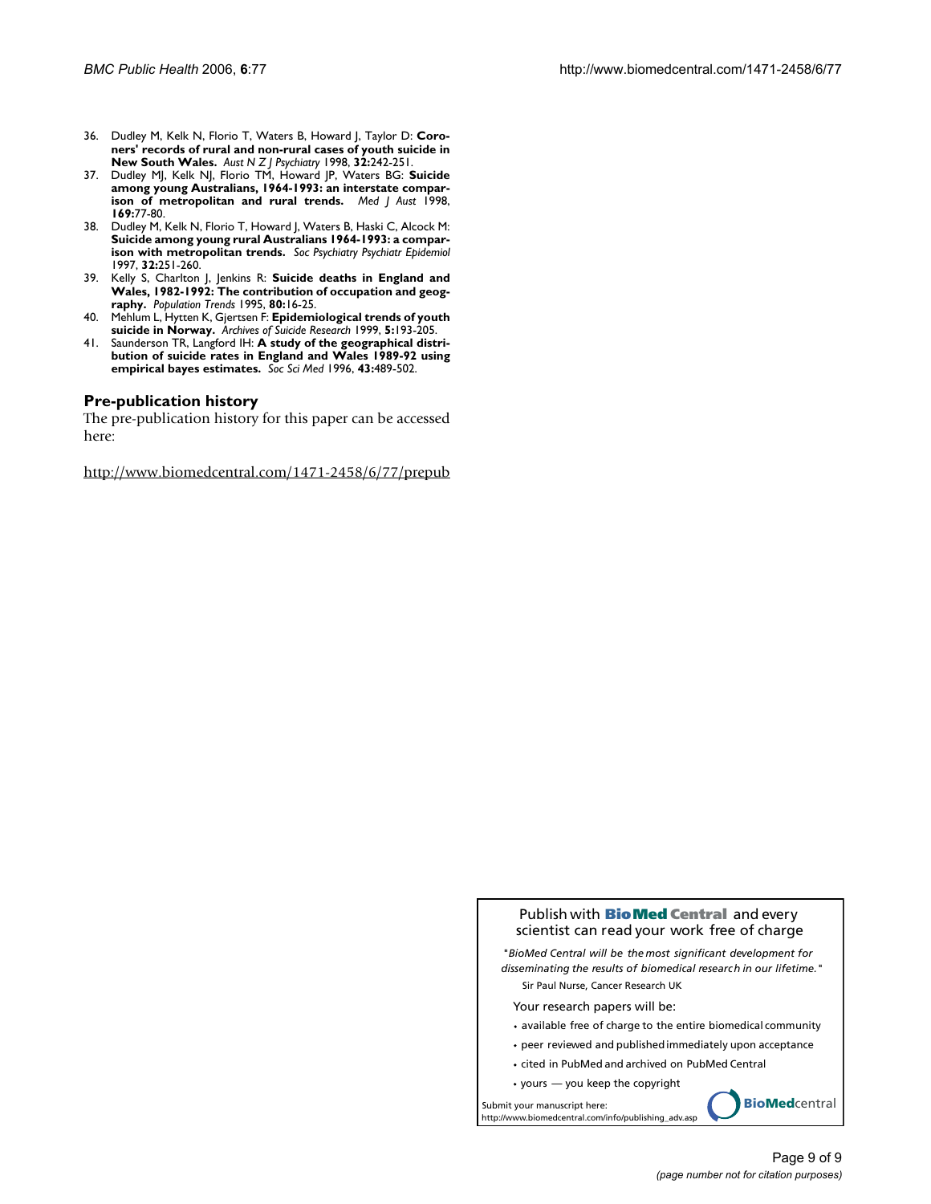36. Dudley M, Kelk N, Florio T, Waters B, Howard J, Taylor D: **Coroners' records of rural and non-rural cases of youth suicide in New South Wales.** *Aust N Z J Psychiatry* 1998, **32:**242-251.
37. Dudley MJ, Kelk NJ, Florio TM, Howard JP, Waters BG: **Suicide among young Australians, 1964-1993: an interstate comparison of metropolitan and rural trends.** *Med J Aust* 1998, **169:**77-80.
38. Dudley M, Kelk N, Florio T, Howard J, Waters B, Haski C, Alcock M: **Suicide among young rural Australians 1964-1993: a comparison with metropolitan trends.** *Soc Psychiatry Psychiatr Epidemiol* 1997, **32:**251-260.
39. Kelly S, Charlton J, Jenkins R: **Suicide deaths in England and Wales, 1982-1992: The contribution of occupation and geography.** *Population Trends* 1995, **80:**16-25.
40. Mehlum L, Hytten K, Gjertsen F: **Epidemiological trends of youth suicide in Norway.** *Archives of Suicide Research* 1999, **5:**193-205.
41. Saunderson TR, Langford IH: **A study of the geographical distribution of suicide rates in England and Wales 1989-92 using empirical bayes estimates.** *Soc Sci Med* 1996, **43:**489-502.

## Pre-publication history

The pre-publication history for this paper can be accessed here:

http://www.biomedcentral.com/1471-2458/6/77/prepub

Publish with **BioMed Central** and every scientist can read your work free of charge

*"BioMed Central will be the most significant development for disseminating the results of biomedical research in our lifetime."*

Sir Paul Nurse, Cancer Research UK

Your research papers will be:

- available free of charge to the entire biomedical community
- peer reviewed and published immediately upon acceptance
- cited in PubMed and archived on PubMed Central
- yours — you keep the copyright

Submit your manuscript here:
http://www.biomedcentral.com/info/publishing_adv.asp

**BioMed**central